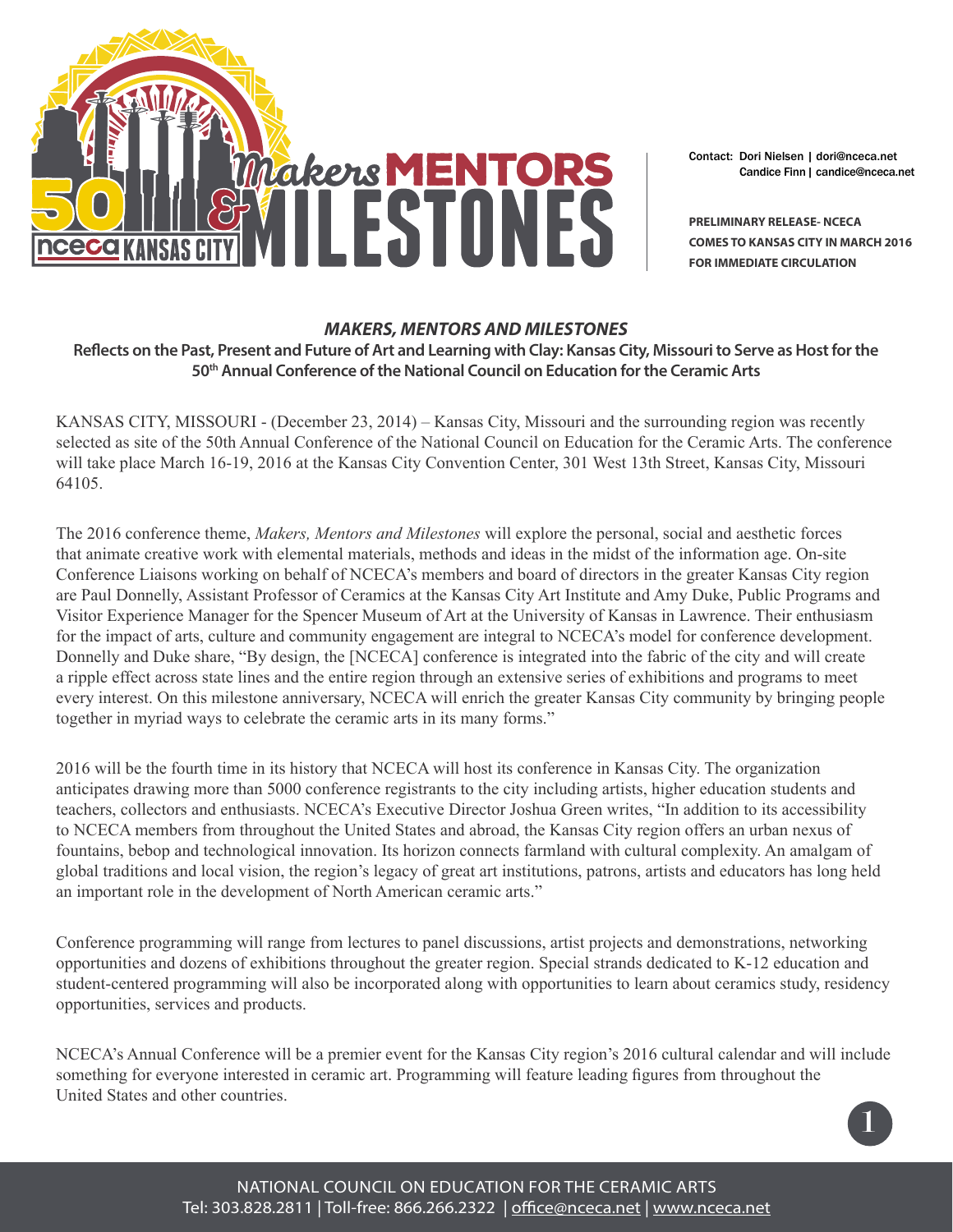Contact: Dori Nielsen | dori@nceca.net
Candice Finn | candice@nceca.net

**PRELIMINARY RELEASE- NCECA COMES TO KANSAS CITY IN MARCH 2016 FOR IMMEDIATE CIRCULATION**

## *MAKERS, MENTORS AND MILESTONES*

**Reflects on the Past, Present and Future of Art and Learning with Clay: Kansas City, Missouri to Serve as Host for the 50th Annual Conference of the National Council on Education for the Ceramic Arts**

KANSAS CITY, MISSOURI - (December 23, 2014) – Kansas City, Missouri and the surrounding region was recently selected as site of the 50th Annual Conference of the National Council on Education for the Ceramic Arts. The conference will take place March 16-19, 2016 at the Kansas City Convention Center, 301 West 13th Street, Kansas City, Missouri 64105.

The 2016 conference theme, *Makers, Mentors and Milestones* will explore the personal, social and aesthetic forces that animate creative work with elemental materials, methods and ideas in the midst of the information age. On-site Conference Liaisons working on behalf of NCECA's members and board of directors in the greater Kansas City region are Paul Donnelly, Assistant Professor of Ceramics at the Kansas City Art Institute and Amy Duke, Public Programs and Visitor Experience Manager for the Spencer Museum of Art at the University of Kansas in Lawrence. Their enthusiasm for the impact of arts, culture and community engagement are integral to NCECA's model for conference development. Donnelly and Duke share, "By design, the [NCECA] conference is integrated into the fabric of the city and will create a ripple effect across state lines and the entire region through an extensive series of exhibitions and programs to meet every interest. On this milestone anniversary, NCECA will enrich the greater Kansas City community by bringing people together in myriad ways to celebrate the ceramic arts in its many forms."

2016 will be the fourth time in its history that NCECA will host its conference in Kansas City. The organization anticipates drawing more than 5000 conference registrants to the city including artists, higher education students and teachers, collectors and enthusiasts. NCECA's Executive Director Joshua Green writes, "In addition to its accessibility to NCECA members from throughout the United States and abroad, the Kansas City region offers an urban nexus of fountains, bebop and technological innovation. Its horizon connects farmland with cultural complexity. An amalgam of global traditions and local vision, the region's legacy of great art institutions, patrons, artists and educators has long held an important role in the development of North American ceramic arts."

Conference programming will range from lectures to panel discussions, artist projects and demonstrations, networking opportunities and dozens of exhibitions throughout the greater region. Special strands dedicated to K-12 education and student-centered programming will also be incorporated along with opportunities to learn about ceramics study, residency opportunities, services and products.

NCECA's Annual Conference will be a premier event for the Kansas City region's 2016 cultural calendar and will include something for everyone interested in ceramic art. Programming will feature leading figures from throughout the United States and other countries.

NATIONAL COUNCIL ON EDUCATION FOR THE CERAMIC ARTS
Tel: 303.828.2811 | Toll-free: 866.266.2322 | office@nceca.net | www.nceca.net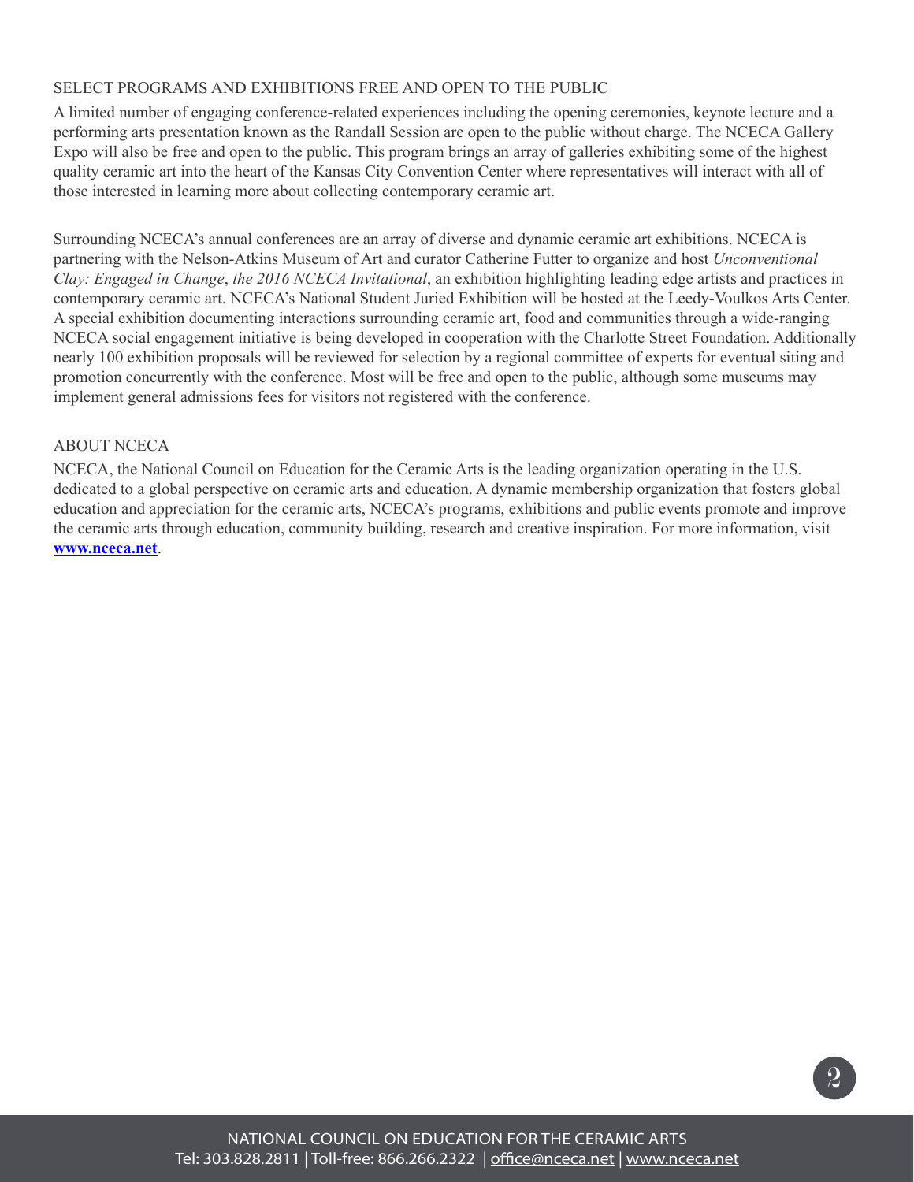## SELECT PROGRAMS AND EXHIBITIONS FREE AND OPEN TO THE PUBLIC

A limited number of engaging conference-related experiences including the opening ceremonies, keynote lecture and a performing arts presentation known as the Randall Session are open to the public without charge. The NCECA Gallery Expo will also be free and open to the public. This program brings an array of galleries exhibiting some of the highest quality ceramic art into the heart of the Kansas City Convention Center where representatives will interact with all of those interested in learning more about collecting contemporary ceramic art.

Surrounding NCECA's annual conferences are an array of diverse and dynamic ceramic art exhibitions. NCECA is partnering with the Nelson-Atkins Museum of Art and curator Catherine Futter to organize and host *Unconventional Clay: Engaged in Change*, *the 2016 NCECA Invitational*, an exhibition highlighting leading edge artists and practices in contemporary ceramic art. NCECA's National Student Juried Exhibition will be hosted at the Leedy-Voulkos Arts Center. A special exhibition documenting interactions surrounding ceramic art, food and communities through a wide-ranging NCECA social engagement initiative is being developed in cooperation with the Charlotte Street Foundation. Additionally nearly 100 exhibition proposals will be reviewed for selection by a regional committee of experts for eventual siting and promotion concurrently with the conference. Most will be free and open to the public, although some museums may implement general admissions fees for visitors not registered with the conference.

## ABOUT NCECA

NCECA, the National Council on Education for the Ceramic Arts is the leading organization operating in the U.S. dedicated to a global perspective on ceramic arts and education. A dynamic membership organization that fosters global education and appreciation for the ceramic arts, NCECA's programs, exhibitions and public events promote and improve the ceramic arts through education, community building, research and creative inspiration. For more information, visit **www.nceca.net**.

NATIONAL COUNCIL ON EDUCATION FOR THE CERAMIC ARTS
Tel: 303.828.2811 | Toll-free: 866.266.2322 | office@nceca.net | www.nceca.net